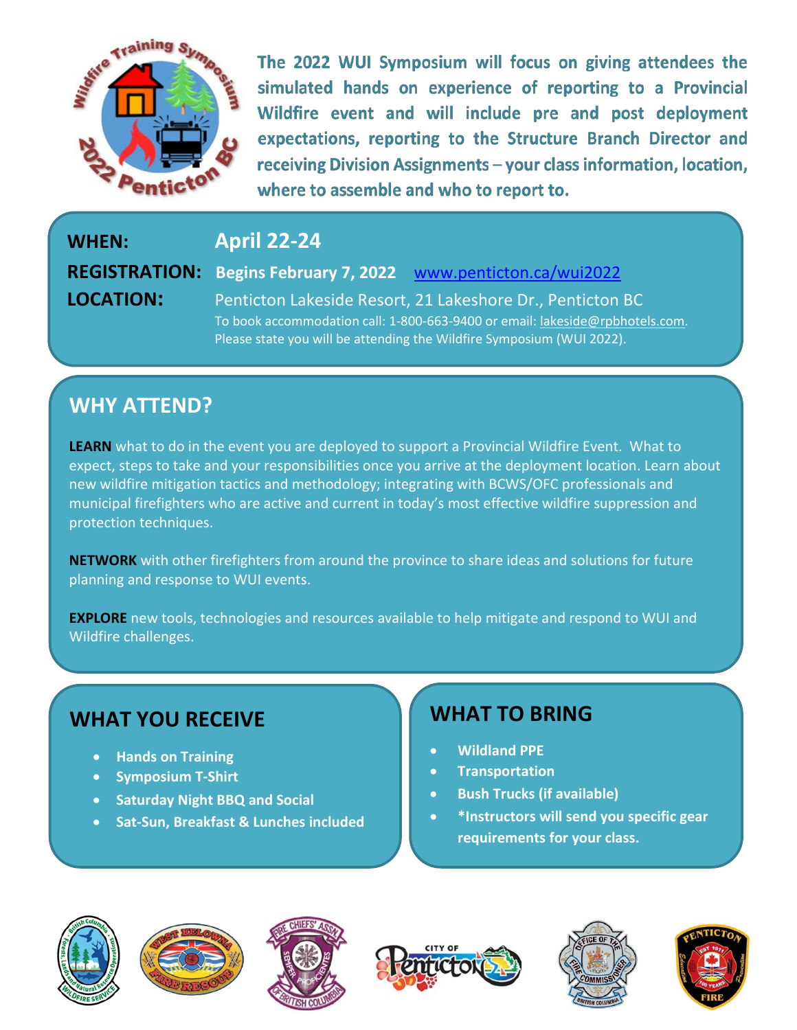The 2022 WUI Symposium will focus on giving attendees the simulated hands on experience of reporting to a Provincial Wildfire event and will include pre and post deployment expectations, reporting to the Structure Branch Director and receiving Division Assignments – your class information, location, where to assemble and who to report to.

**WHEN:** April 22-24

**REGISTRATION:** Begins February 7, 2022 www.penticton.ca/wui2022

**LOCATION:** Penticton Lakeside Resort, 21 Lakeshore Dr., Penticton BC
To book accommodation call: 1-800-663-9400 or email: lakeside@rpbhotels.com.
Please state you will be attending the Wildfire Symposium (WUI 2022).

## WHY ATTEND?

**LEARN** what to do in the event you are deployed to support a Provincial Wildfire Event. What to expect, steps to take and your responsibilities once you arrive at the deployment location. Learn about new wildfire mitigation tactics and methodology; integrating with BCWS/OFC professionals and municipal firefighters who are active and current in today's most effective wildfire suppression and protection techniques.

**NETWORK** with other firefighters from around the province to share ideas and solutions for future planning and response to WUI events.

**EXPLORE** new tools, technologies and resources available to help mitigate and respond to WUI and Wildfire challenges.

## WHAT YOU RECEIVE

- Hands on Training
- Symposium T-Shirt
- Saturday Night BBQ and Social
- Sat-Sun, Breakfast & Lunches included

## WHAT TO BRING

- Wildland PPE
- Transportation
- Bush Trucks (if available)
- *Instructors will send you specific gear requirements for your class.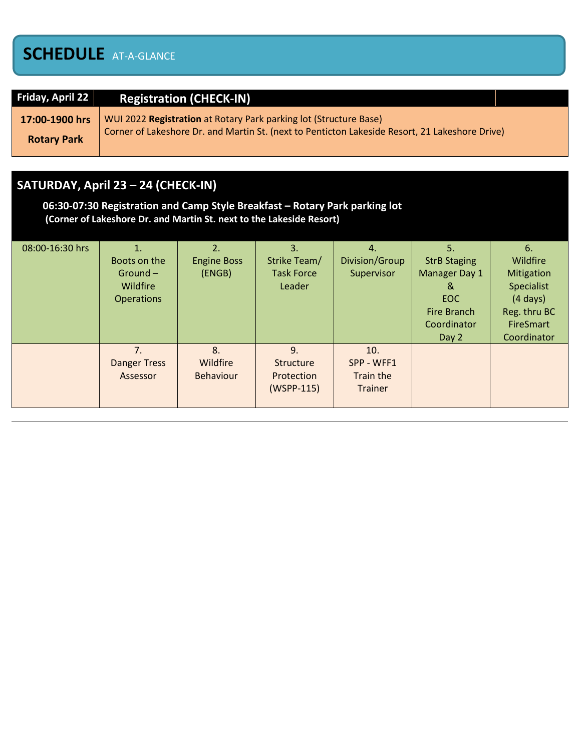# SCHEDULE AT-A-GLANCE

| Friday, April 22 | Registration (CHECK-IN) |
|---|---|
| **17:00-1900 hrs** **Rotary Park** | WUI 2022 **Registration** at Rotary Park parking lot (Structure Base) Corner of Lakeshore Dr. and Martin St. (next to Penticton Lakeside Resort, 21 Lakeshore Drive) |

## SATURDAY, April 23 – 24 (CHECK-IN)

**06:30-07:30 Registration and Camp Style Breakfast – Rotary Park parking lot**
**(Corner of Lakeshore Dr. and Martin St. next to the Lakeside Resort)**

| | | | | | | |
|---|---|---|---|---|---|---|
| 08:00-16:30 hrs | 1. Boots on the Ground – Wildfire Operations | 2. Engine Boss (ENGB) | 3. Strike Team/ Task Force Leader | 4. Division/Group Supervisor | 5. StrB Staging Manager Day 1 & EOC Fire Branch Coordinator Day 2 | 6. Wildfire Mitigation Specialist (4 days) Reg. thru BC FireSmart Coordinator |
| | 7. Danger Tress Assessor | 8. Wildfire Behaviour | 9. Structure Protection (WSPP-115) | 10. SPP - WFF1 Train the Trainer | | |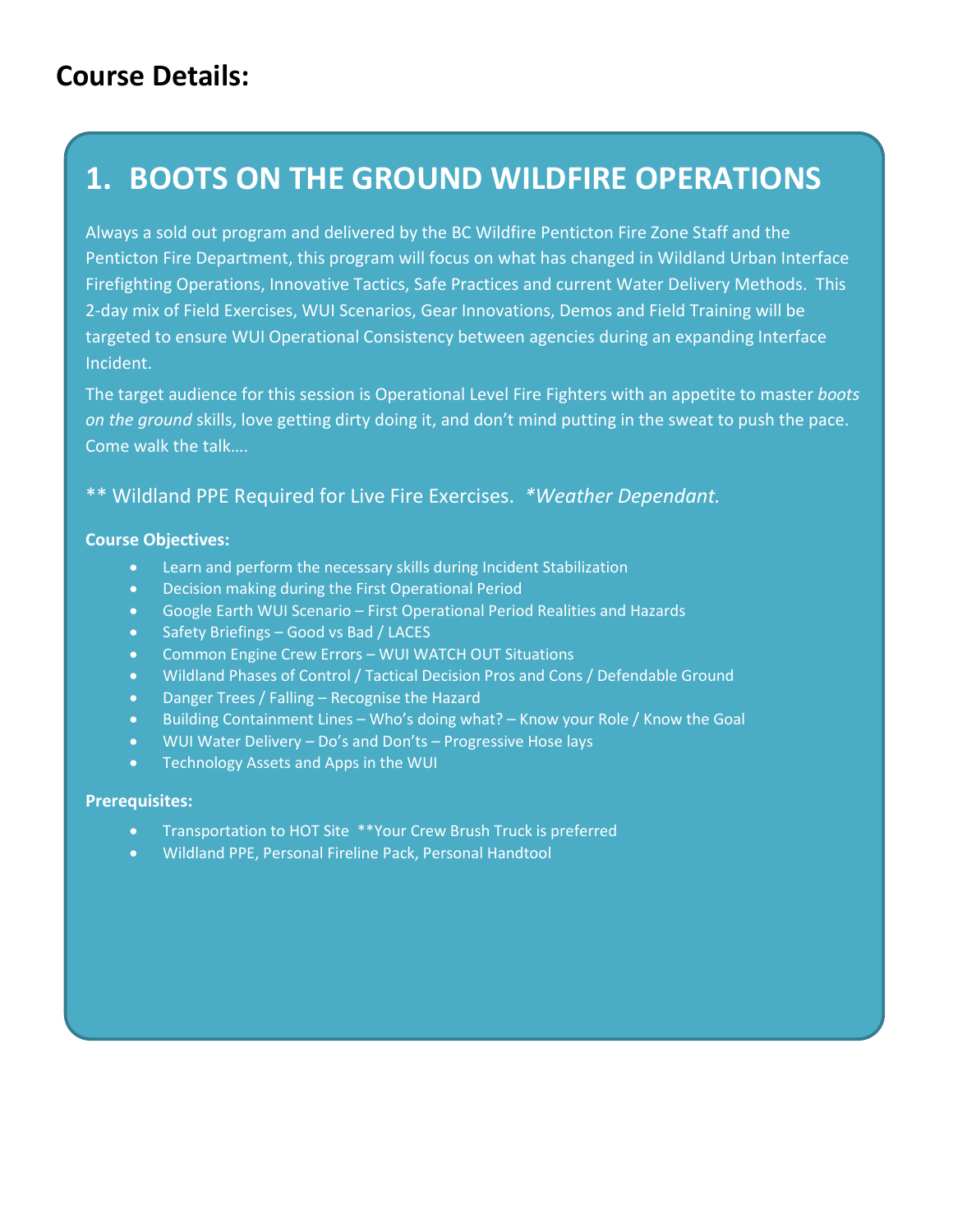# Course Details:

## 1. BOOTS ON THE GROUND WILDFIRE OPERATIONS

Always a sold out program and delivered by the BC Wildfire Penticton Fire Zone Staff and the Penticton Fire Department, this program will focus on what has changed in Wildland Urban Interface Firefighting Operations, Innovative Tactics, Safe Practices and current Water Delivery Methods. This 2-day mix of Field Exercises, WUI Scenarios, Gear Innovations, Demos and Field Training will be targeted to ensure WUI Operational Consistency between agencies during an expanding Interface Incident.

The target audience for this session is Operational Level Fire Fighters with an appetite to master *boots on the ground* skills, love getting dirty doing it, and don't mind putting in the sweat to push the pace. Come walk the talk….

** Wildland PPE Required for Live Fire Exercises. *\*Weather Dependant.*

**Course Objectives:**

- Learn and perform the necessary skills during Incident Stabilization
- Decision making during the First Operational Period
- Google Earth WUI Scenario – First Operational Period Realities and Hazards
- Safety Briefings – Good vs Bad / LACES
- Common Engine Crew Errors – WUI WATCH OUT Situations
- Wildland Phases of Control / Tactical Decision Pros and Cons / Defendable Ground
- Danger Trees / Falling – Recognise the Hazard
- Building Containment Lines – Who's doing what? – Know your Role / Know the Goal
- WUI Water Delivery – Do's and Don'ts – Progressive Hose lays
- Technology Assets and Apps in the WUI

**Prerequisites:**

- Transportation to HOT Site **Your Crew Brush Truck is preferred
- Wildland PPE, Personal Fireline Pack, Personal Handtool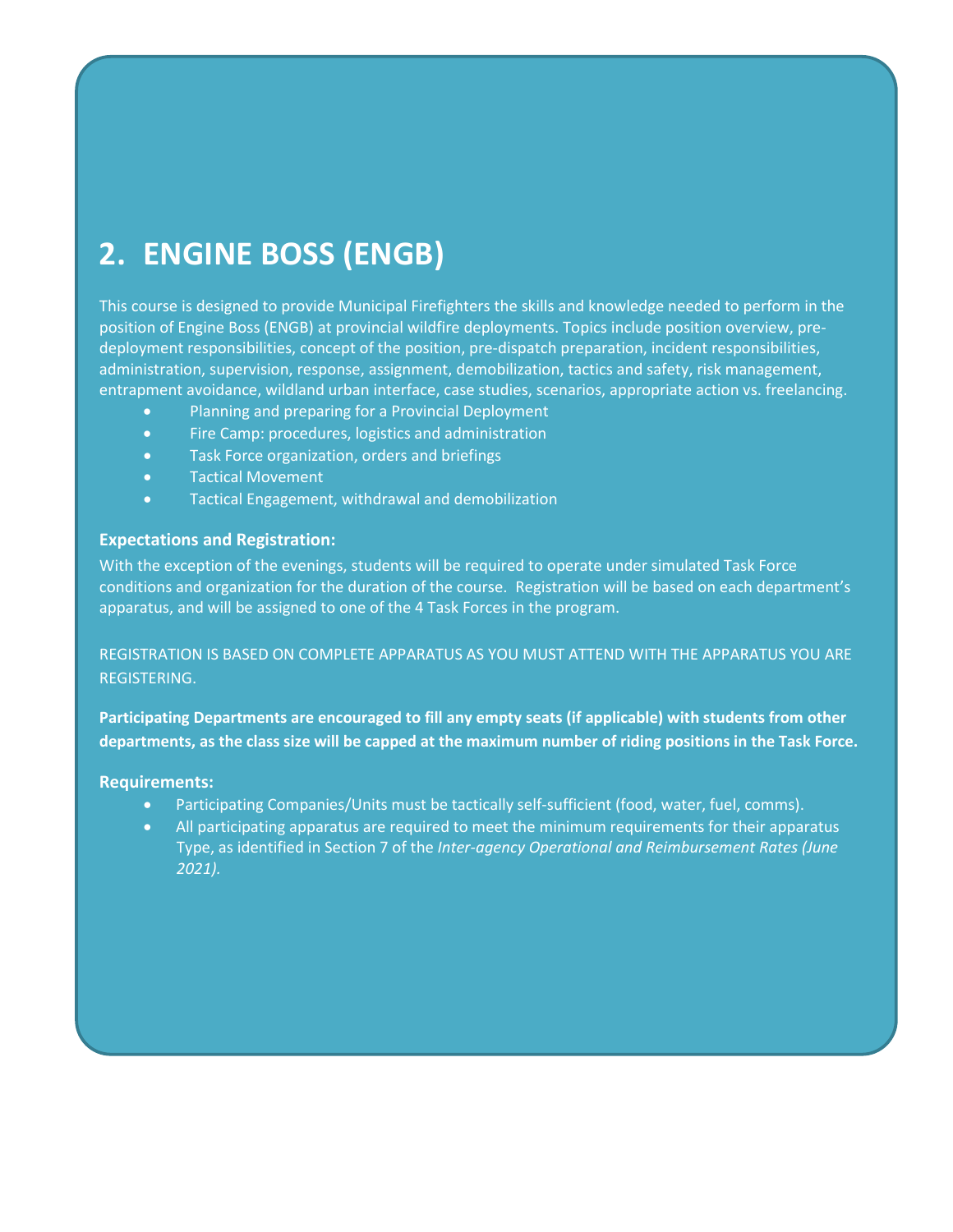## 2. ENGINE BOSS (ENGB)

This course is designed to provide Municipal Firefighters the skills and knowledge needed to perform in the position of Engine Boss (ENGB) at provincial wildfire deployments. Topics include position overview, pre-deployment responsibilities, concept of the position, pre-dispatch preparation, incident responsibilities, administration, supervision, response, assignment, demobilization, tactics and safety, risk management, entrapment avoidance, wildland urban interface, case studies, scenarios, appropriate action vs. freelancing.

- Planning and preparing for a Provincial Deployment
- Fire Camp: procedures, logistics and administration
- Task Force organization, orders and briefings
- Tactical Movement
- Tactical Engagement, withdrawal and demobilization

### Expectations and Registration:

With the exception of the evenings, students will be required to operate under simulated Task Force conditions and organization for the duration of the course. Registration will be based on each department's apparatus, and will be assigned to one of the 4 Task Forces in the program.

REGISTRATION IS BASED ON COMPLETE APPARATUS AS YOU MUST ATTEND WITH THE APPARATUS YOU ARE REGISTERING.

**Participating Departments are encouraged to fill any empty seats (if applicable) with students from other departments, as the class size will be capped at the maximum number of riding positions in the Task Force.**

### Requirements:

- Participating Companies/Units must be tactically self-sufficient (food, water, fuel, comms).
- All participating apparatus are required to meet the minimum requirements for their apparatus Type, as identified in Section 7 of the *Inter-agency Operational and Reimbursement Rates (June 2021).*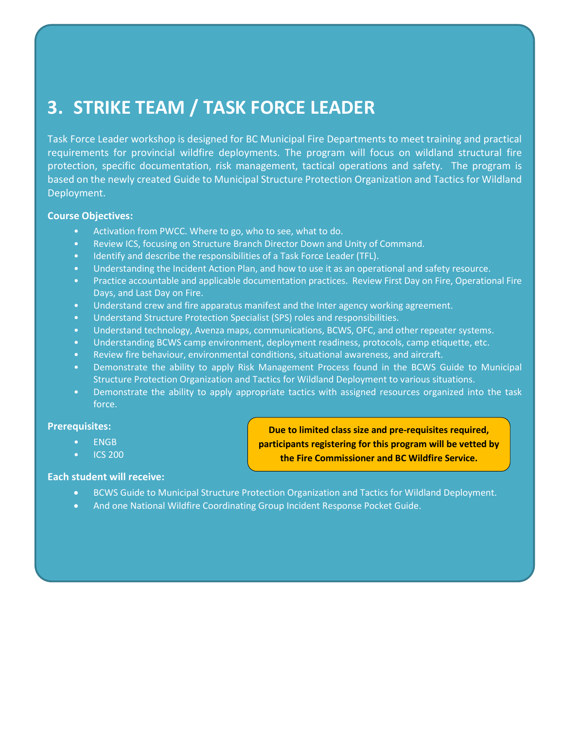# 3. STRIKE TEAM / TASK FORCE LEADER

Task Force Leader workshop is designed for BC Municipal Fire Departments to meet training and practical requirements for provincial wildfire deployments. The program will focus on wildland structural fire protection, specific documentation, risk management, tactical operations and safety. The program is based on the newly created Guide to Municipal Structure Protection Organization and Tactics for Wildland Deployment.

**Course Objectives:**

- Activation from PWCC. Where to go, who to see, what to do.
- Review ICS, focusing on Structure Branch Director Down and Unity of Command.
- Identify and describe the responsibilities of a Task Force Leader (TFL).
- Understanding the Incident Action Plan, and how to use it as an operational and safety resource.
- Practice accountable and applicable documentation practices. Review First Day on Fire, Operational Fire Days, and Last Day on Fire.
- Understand crew and fire apparatus manifest and the Inter agency working agreement.
- Understand Structure Protection Specialist (SPS) roles and responsibilities.
- Understand technology, Avenza maps, communications, BCWS, OFC, and other repeater systems.
- Understanding BCWS camp environment, deployment readiness, protocols, camp etiquette, etc.
- Review fire behaviour, environmental conditions, situational awareness, and aircraft.
- Demonstrate the ability to apply Risk Management Process found in the BCWS Guide to Municipal Structure Protection Organization and Tactics for Wildland Deployment to various situations.
- Demonstrate the ability to apply appropriate tactics with assigned resources organized into the task force.

**Prerequisites:**

- ENGB
- ICS 200

**Due to limited class size and pre-requisites required, participants registering for this program will be vetted by the Fire Commissioner and BC Wildfire Service.**

**Each student will receive:**

- BCWS Guide to Municipal Structure Protection Organization and Tactics for Wildland Deployment.
- And one National Wildfire Coordinating Group Incident Response Pocket Guide.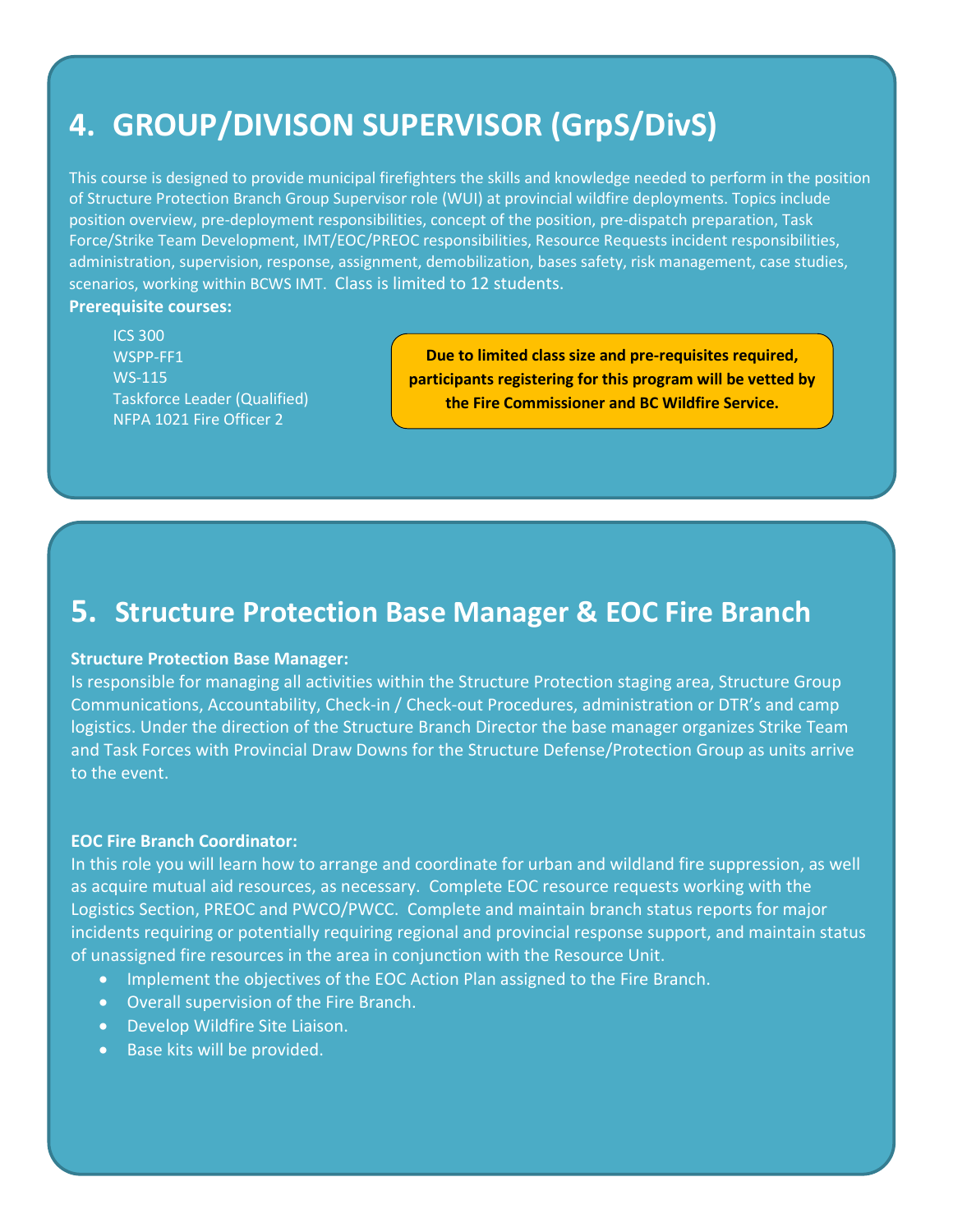## 4. GROUP/DIVISON SUPERVISOR (GrpS/DivS)

This course is designed to provide municipal firefighters the skills and knowledge needed to perform in the position of Structure Protection Branch Group Supervisor role (WUI) at provincial wildfire deployments. Topics include position overview, pre-deployment responsibilities, concept of the position, pre-dispatch preparation, Task Force/Strike Team Development, IMT/EOC/PREOC responsibilities, Resource Requests incident responsibilities, administration, supervision, response, assignment, demobilization, bases safety, risk management, case studies, scenarios, working within BCWS IMT. Class is limited to 12 students.

**Prerequisite courses:**

- ICS 300
- WSPP-FF1
- WS-115
- Taskforce Leader (Qualified)
- NFPA 1021 Fire Officer 2

**Due to limited class size and pre-requisites required, participants registering for this program will be vetted by the Fire Commissioner and BC Wildfire Service.**

## 5. Structure Protection Base Manager & EOC Fire Branch

**Structure Protection Base Manager:**

Is responsible for managing all activities within the Structure Protection staging area, Structure Group Communications, Accountability, Check-in / Check-out Procedures, administration or DTR's and camp logistics. Under the direction of the Structure Branch Director the base manager organizes Strike Team and Task Forces with Provincial Draw Downs for the Structure Defense/Protection Group as units arrive to the event.

**EOC Fire Branch Coordinator:**

In this role you will learn how to arrange and coordinate for urban and wildland fire suppression, as well as acquire mutual aid resources, as necessary. Complete EOC resource requests working with the Logistics Section, PREOC and PWCO/PWCC. Complete and maintain branch status reports for major incidents requiring or potentially requiring regional and provincial response support, and maintain status of unassigned fire resources in the area in conjunction with the Resource Unit.

- Implement the objectives of the EOC Action Plan assigned to the Fire Branch.
- Overall supervision of the Fire Branch.
- Develop Wildfire Site Liaison.
- Base kits will be provided.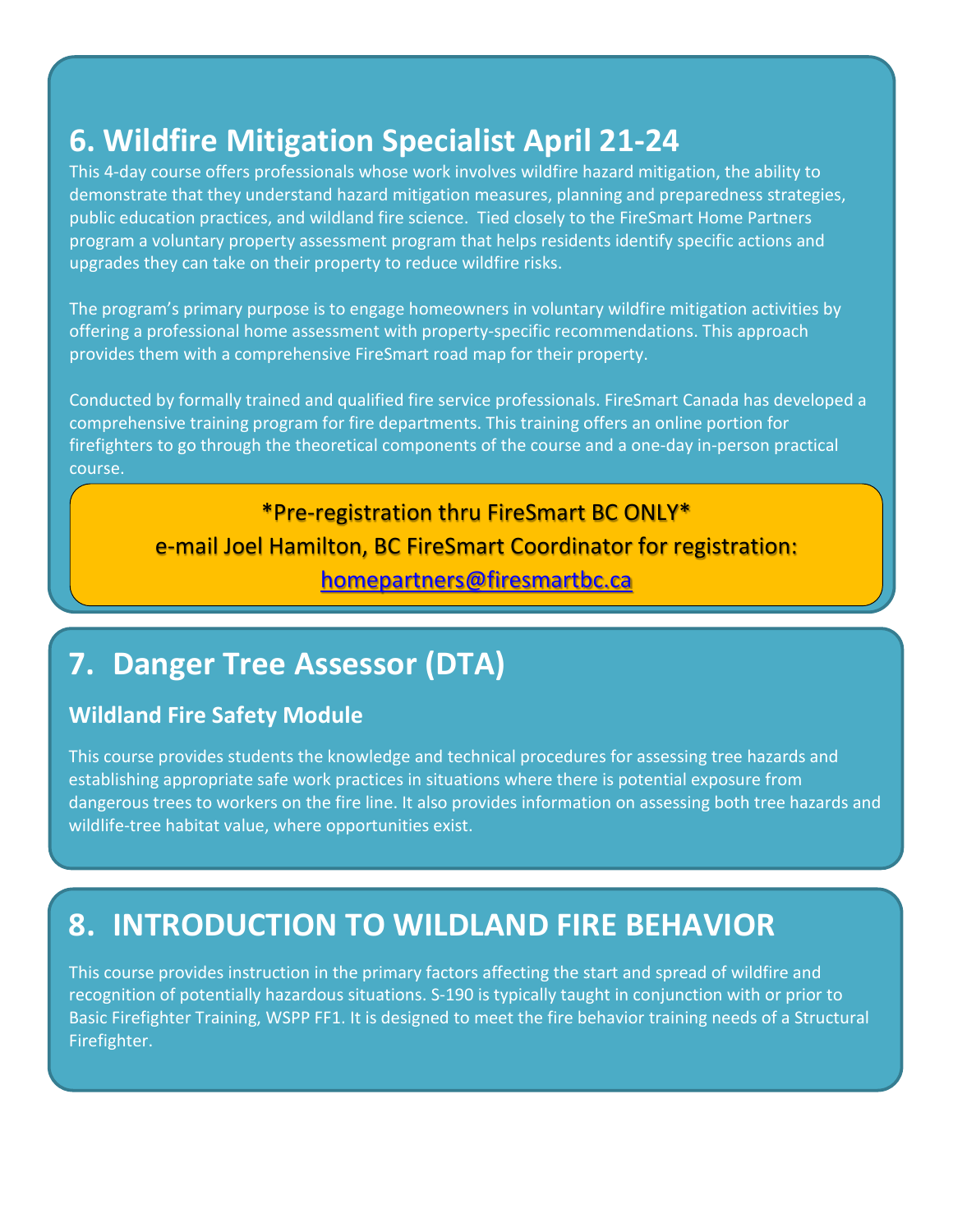## 6. Wildfire Mitigation Specialist April 21-24

This 4-day course offers professionals whose work involves wildfire hazard mitigation, the ability to demonstrate that they understand hazard mitigation measures, planning and preparedness strategies, public education practices, and wildland fire science.  Tied closely to the FireSmart Home Partners program a voluntary property assessment program that helps residents identify specific actions and upgrades they can take on their property to reduce wildfire risks.

The program's primary purpose is to engage homeowners in voluntary wildfire mitigation activities by offering a professional home assessment with property-specific recommendations. This approach provides them with a comprehensive FireSmart road map for their property.

Conducted by formally trained and qualified fire service professionals. FireSmart Canada has developed a comprehensive training program for fire departments. This training offers an online portion for firefighters to go through the theoretical components of the course and a one-day in-person practical course.

*Pre-registration thru FireSmart BC ONLY*

e-mail Joel Hamilton, BC FireSmart Coordinator for registration:

homepartners@firesmartbc.ca

## 7. Danger Tree Assessor (DTA)

### Wildland Fire Safety Module

This course provides students the knowledge and technical procedures for assessing tree hazards and establishing appropriate safe work practices in situations where there is potential exposure from dangerous trees to workers on the fire line. It also provides information on assessing both tree hazards and wildlife-tree habitat value, where opportunities exist.

## 8. INTRODUCTION TO WILDLAND FIRE BEHAVIOR

This course provides instruction in the primary factors affecting the start and spread of wildfire and recognition of potentially hazardous situations. S-190 is typically taught in conjunction with or prior to Basic Firefighter Training, WSPP FF1. It is designed to meet the fire behavior training needs of a Structural Firefighter.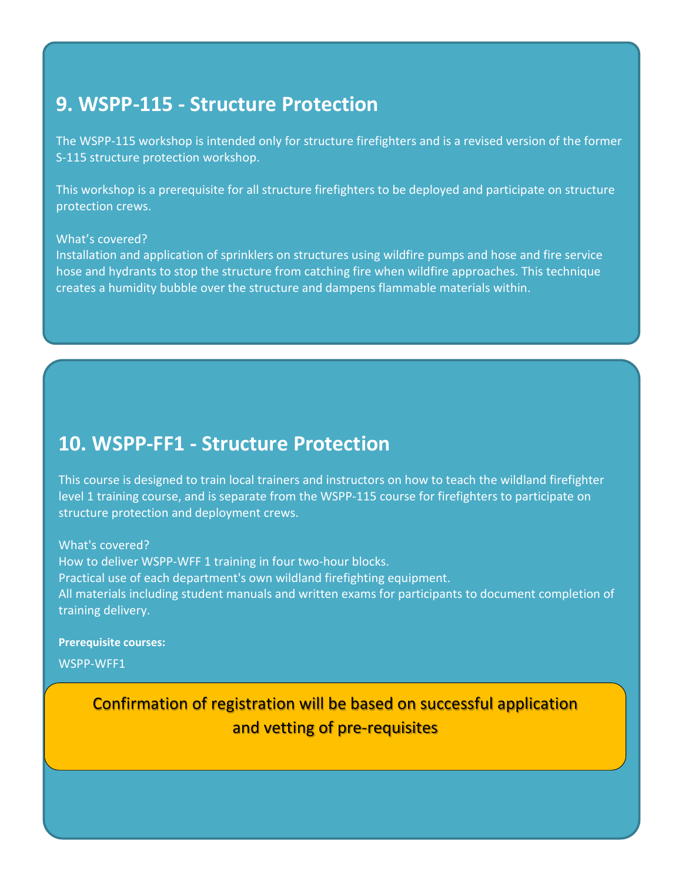## 9. WSPP-115 - Structure Protection

The WSPP-115 workshop is intended only for structure firefighters and is a revised version of the former S-115 structure protection workshop.

This workshop is a prerequisite for all structure firefighters to be deployed and participate on structure protection crews.

What's covered?
Installation and application of sprinklers on structures using wildfire pumps and hose and fire service hose and hydrants to stop the structure from catching fire when wildfire approaches. This technique creates a humidity bubble over the structure and dampens flammable materials within.

## 10. WSPP-FF1 - Structure Protection

This course is designed to train local trainers and instructors on how to teach the wildland firefighter level 1 training course, and is separate from the WSPP-115 course for firefighters to participate on structure protection and deployment crews.

What's covered?
How to deliver WSPP-WFF 1 training in four two-hour blocks.
Practical use of each department's own wildland firefighting equipment.
All materials including student manuals and written exams for participants to document completion of training delivery.

**Prerequisite courses:**

WSPP-WFF1

Confirmation of registration will be based on successful application and vetting of pre-requisites